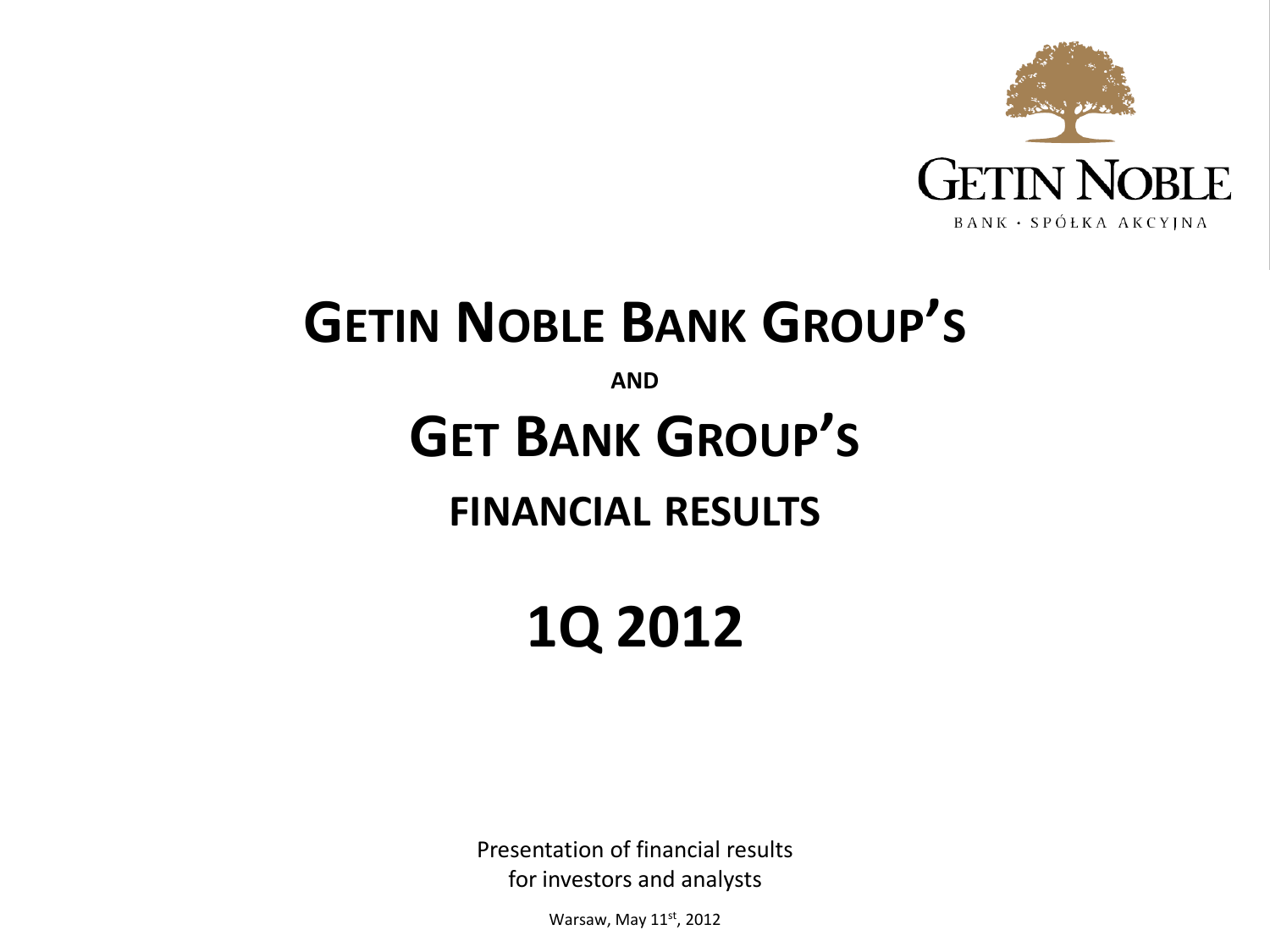GETIN NOBLE

BANK · SPÓŁKA AKCYJNA

# GETIN NOBLE BANK GROUP'S

**AND**

# GET BANK GROUP'S

## FINANCIAL RESULTS

# 1Q 2012

Presentation of financial results
for investors and analysts

Warsaw, May 11st, 2012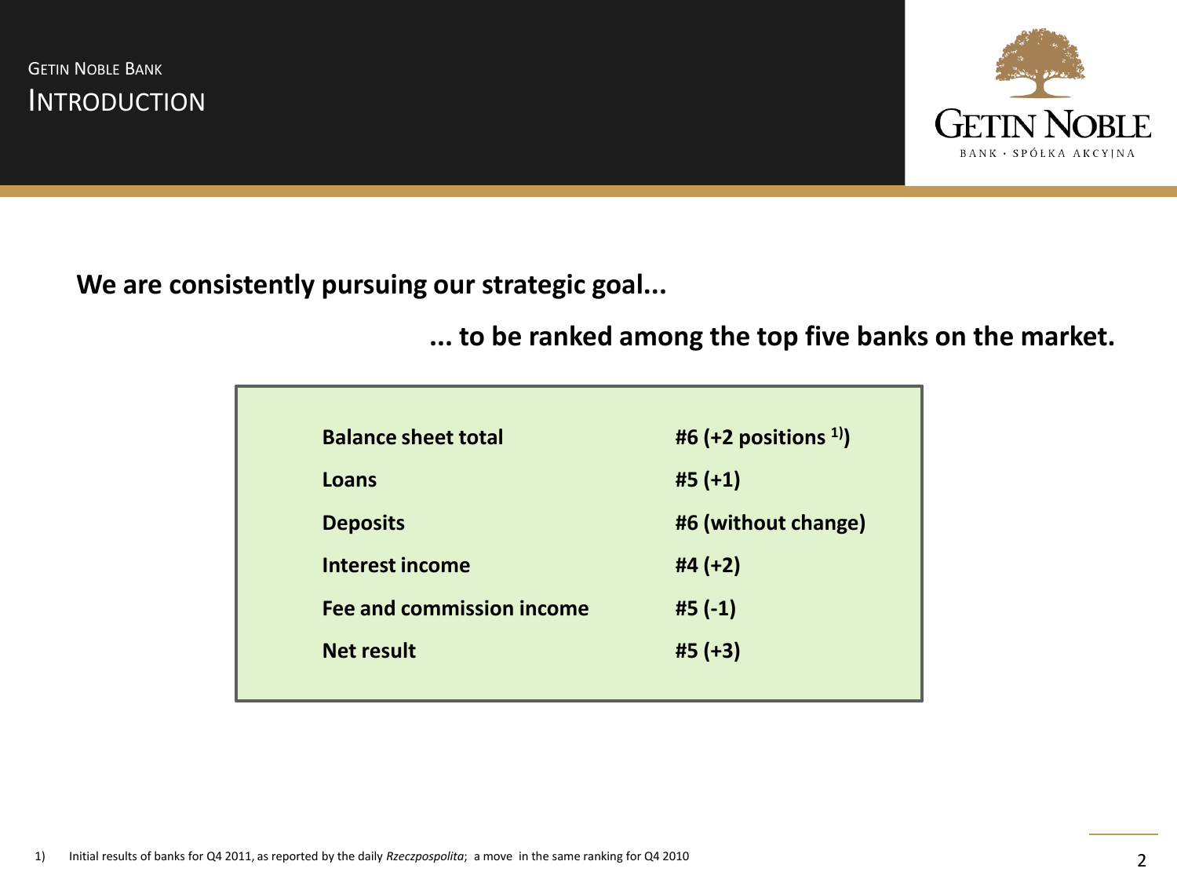# Introduction

**We are consistently pursuing our strategic goal...**

**... to be ranked among the top five banks on the market.**

| | |
|---|---|
| **Balance sheet total** | **#6 (+2 positions [1])** |
| **Loans** | **#5 (+1)** |
| **Deposits** | **#6 (without change)** |
| **Interest income** | **#4 (+2)** |
| **Fee and commission income** | **#5 (-1)** |
| **Net result** | **#5 (+3)** |

1) Initial results of banks for Q4 2011, as reported by the daily *Rzeczpospolita*; a move in the same ranking for Q4 2010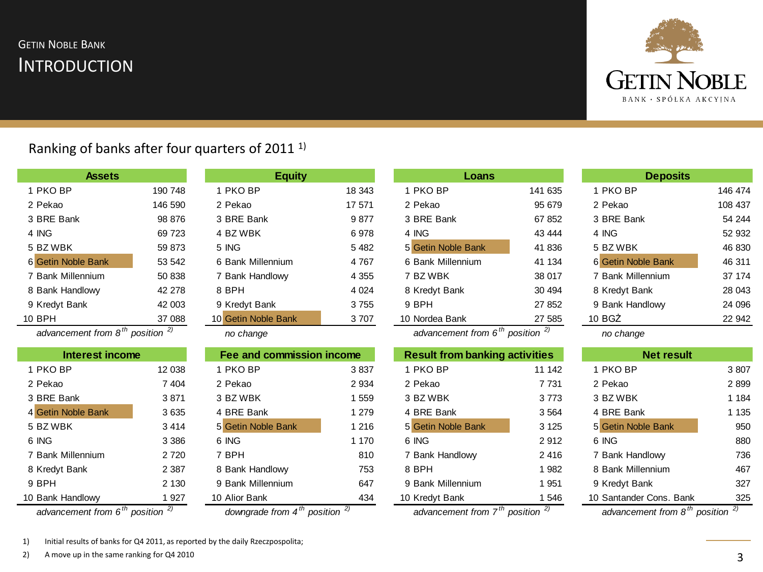GETIN NOBLE BANK

# INTRODUCTION

## Ranking of banks after four quarters of 2011 [1)]

| Assets | | |
|---|---|---|
| 1 | PKO BP | 190 748 |
| 2 | Pekao | 146 590 |
| 3 | BRE Bank | 98 876 |
| 4 | ING | 69 723 |
| 5 | BZ WBK | 59 873 |
| 6 | **Getin Noble Bank** | 53 542 |
| 7 | Bank Millennium | 50 838 |
| 8 | Bank Handlowy | 42 278 |
| 9 | Kredyt Bank | 42 003 |
| 10 | BPH | 37 088 |

*advancement from 8th position [2)]*

| Equity | | |
|---|---|---|
| 1 | PKO BP | 18 343 |
| 2 | Pekao | 17 571 |
| 3 | BRE Bank | 9 877 |
| 4 | BZ WBK | 6 978 |
| 5 | ING | 5 482 |
| 6 | Bank Millennium | 4 767 |
| 7 | Bank Handlowy | 4 355 |
| 8 | BPH | 4 024 |
| 9 | Kredyt Bank | 3 755 |
| 10 | **Getin Noble Bank** | 3 707 |

*no change*

| Loans | | |
|---|---|---|
| 1 | PKO BP | 141 635 |
| 2 | Pekao | 95 679 |
| 3 | BRE Bank | 67 852 |
| 4 | ING | 43 444 |
| 5 | **Getin Noble Bank** | 41 836 |
| 6 | Bank Millennium | 41 134 |
| 7 | BZ WBK | 38 017 |
| 8 | Kredyt Bank | 30 494 |
| 9 | BPH | 27 852 |
| 10 | Nordea Bank | 27 585 |

*advancement from 6th position [2)]*

| Deposits | | |
|---|---|---|
| 1 | PKO BP | 146 474 |
| 2 | Pekao | 108 437 |
| 3 | BRE Bank | 54 244 |
| 4 | ING | 52 932 |
| 5 | BZ WBK | 46 830 |
| 6 | **Getin Noble Bank** | 46 311 |
| 7 | Bank Millennium | 37 174 |
| 8 | Kredyt Bank | 28 043 |
| 9 | Bank Handlowy | 24 096 |
| 10 | BGŻ | 22 942 |

*no change*

| Interest income | | |
|---|---|---|
| 1 | PKO BP | 12 038 |
| 2 | Pekao | 7 404 |
| 3 | BRE Bank | 3 871 |
| 4 | **Getin Noble Bank** | 3 635 |
| 5 | BZ WBK | 3 414 |
| 6 | ING | 3 386 |
| 7 | Bank Millennium | 2 720 |
| 8 | Kredyt Bank | 2 387 |
| 9 | BPH | 2 130 |
| 10 | Bank Handlowy | 1 927 |

*advancement from 6th position [2)]*

| Fee and commission income | | |
|---|---|---|
| 1 | PKO BP | 3 837 |
| 2 | Pekao | 2 934 |
| 3 | BZ WBK | 1 559 |
| 4 | BRE Bank | 1 279 |
| 5 | **Getin Noble Bank** | 1 216 |
| 6 | ING | 1 170 |
| 7 | BPH | 810 |
| 8 | Bank Handlowy | 753 |
| 9 | Bank Millennium | 647 |
| 10 | Alior Bank | 434 |

*downgrade from 4th position [2)]*

| Result from banking activities | | |
|---|---|---|
| 1 | PKO BP | 11 142 |
| 2 | Pekao | 7 731 |
| 3 | BZ WBK | 3 773 |
| 4 | BRE Bank | 3 564 |
| 5 | **Getin Noble Bank** | 3 125 |
| 6 | ING | 2 912 |
| 7 | Bank Handlowy | 2 416 |
| 8 | BPH | 1 982 |
| 9 | Bank Millennium | 1 951 |
| 10 | Kredyt Bank | 1 546 |

*advancement from 7th position [2)]*

| Net result | | |
|---|---|---|
| 1 | PKO BP | 3 807 |
| 2 | Pekao | 2 899 |
| 3 | BZ WBK | 1 184 |
| 4 | BRE Bank | 1 135 |
| 5 | **Getin Noble Bank** | 950 |
| 6 | ING | 880 |
| 7 | Bank Handlowy | 736 |
| 8 | Bank Millennium | 467 |
| 9 | Kredyt Bank | 327 |
| 10 | Santander Cons. Bank | 325 |

*advancement from 8th position [2)]*

1) Initial results of banks for Q4 2011, as reported by the daily Rzeczpospolita;
2) A move up in the same ranking for Q4 2010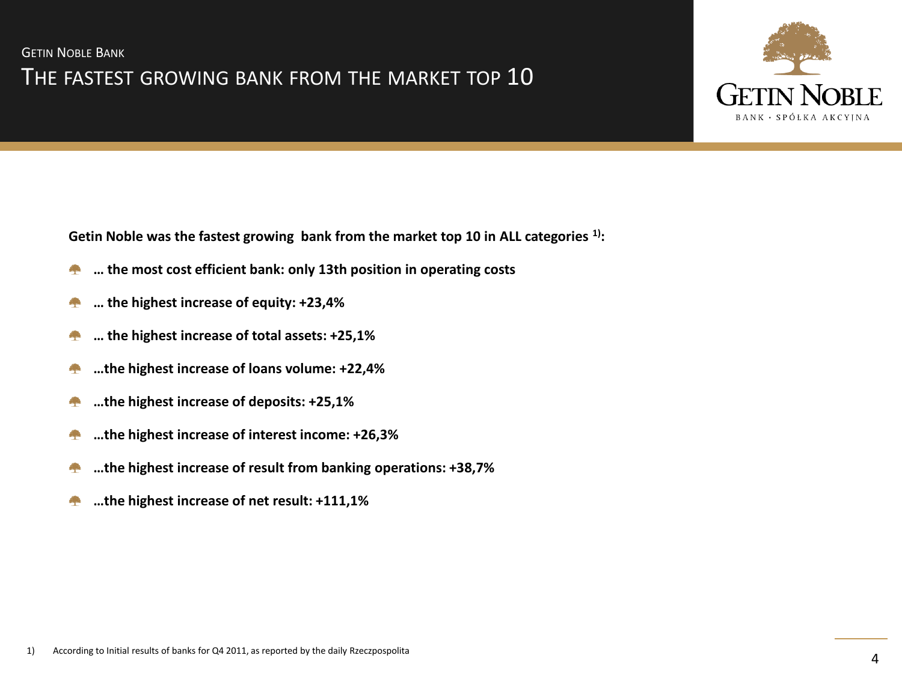GETIN NOBLE BANK

# THE FASTEST GROWING BANK FROM THE MARKET TOP 10

**Getin Noble was the fastest growing bank from the market top 10 in ALL categories [1]:**

- **… the most cost efficient bank: only 13th position in operating costs**
- **… the highest increase of equity: +23,4%**
- **… the highest increase of total assets: +25,1%**
- **…the highest increase of loans volume: +22,4%**
- **…the highest increase of deposits: +25,1%**
- **…the highest increase of interest income: +26,3%**
- **…the highest increase of result from banking operations: +38,7%**
- **…the highest increase of net result: +111,1%**

1) According to Initial results of banks for Q4 2011, as reported by the daily Rzeczpospolita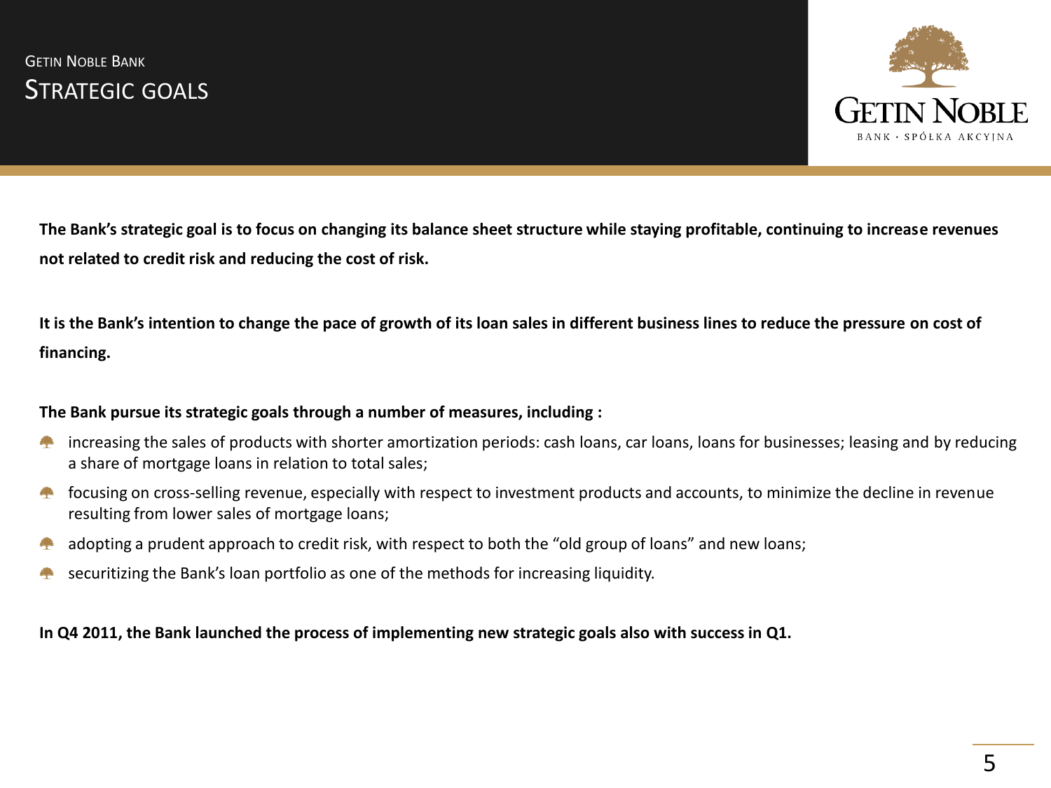Getin Noble Bank

# Strategic goals

**The Bank's strategic goal is to focus on changing its balance sheet structure while staying profitable, continuing to increase revenues not related to credit risk and reducing the cost of risk.**

**It is the Bank's intention to change the pace of growth of its loan sales in different business lines to reduce the pressure on cost of financing.**

**The Bank pursue its strategic goals through a number of measures, including :**

- increasing the sales of products with shorter amortization periods: cash loans, car loans, loans for businesses; leasing and by reducing a share of mortgage loans in relation to total sales;
- focusing on cross-selling revenue, especially with respect to investment products and accounts, to minimize the decline in revenue resulting from lower sales of mortgage loans;
- adopting a prudent approach to credit risk, with respect to both the "old group of loans" and new loans;
- securitizing the Bank's loan portfolio as one of the methods for increasing liquidity.

**In Q4 2011, the Bank launched the process of implementing new strategic goals also with success in Q1.**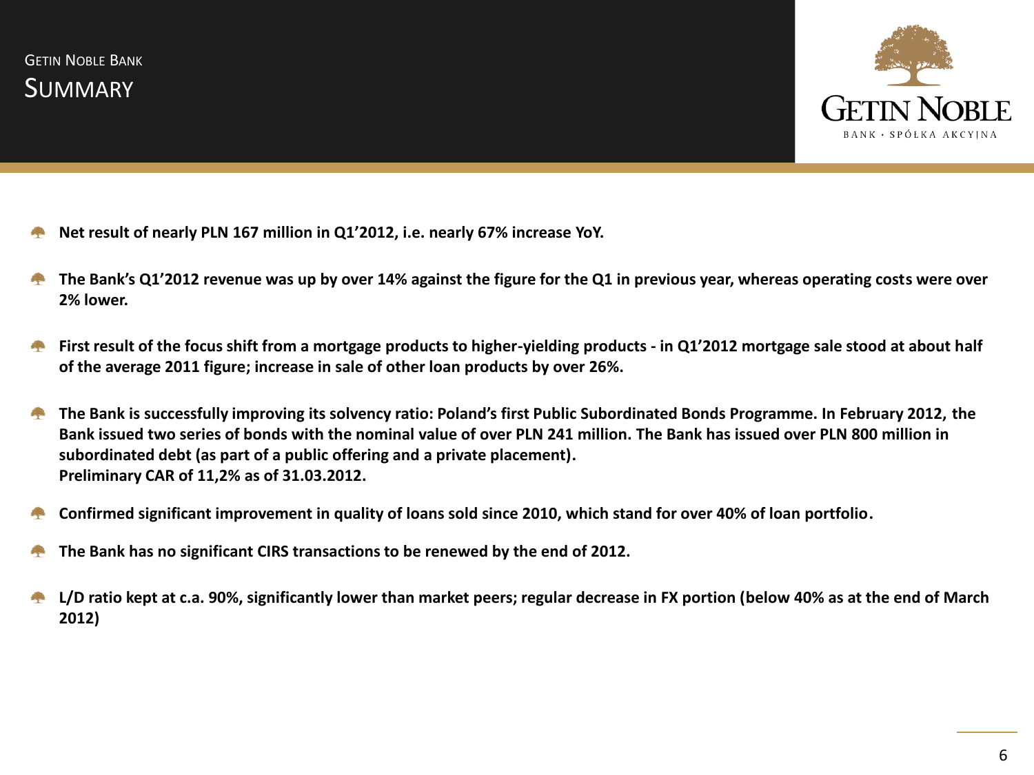# GETIN NOBLE BANK

## SUMMARY

- **Net result of nearly PLN 167 million in Q1'2012, i.e. nearly 67% increase YoY.**
- **The Bank's Q1'2012 revenue was up by over 14% against the figure for the Q1 in previous year, whereas operating costs were over 2% lower.**
- **First result of the focus shift from a mortgage products to higher-yielding products - in Q1'2012 mortgage sale stood at about half of the average 2011 figure; increase in sale of other loan products by over 26%.**
- **The Bank is successfully improving its solvency ratio: Poland's first Public Subordinated Bonds Programme. In February 2012, the Bank issued two series of bonds with the nominal value of over PLN 241 million. The Bank has issued over PLN 800 million in subordinated debt (as part of a public offering and a private placement).**
  **Preliminary CAR of 11,2% as of 31.03.2012.**
- **Confirmed significant improvement in quality of loans sold since 2010, which stand for over 40% of loan portfolio.**
- **The Bank has no significant CIRS transactions to be renewed by the end of 2012.**
- **L/D ratio kept at c.a. 90%, significantly lower than market peers; regular decrease in FX portion (below 40% as at the end of March 2012)**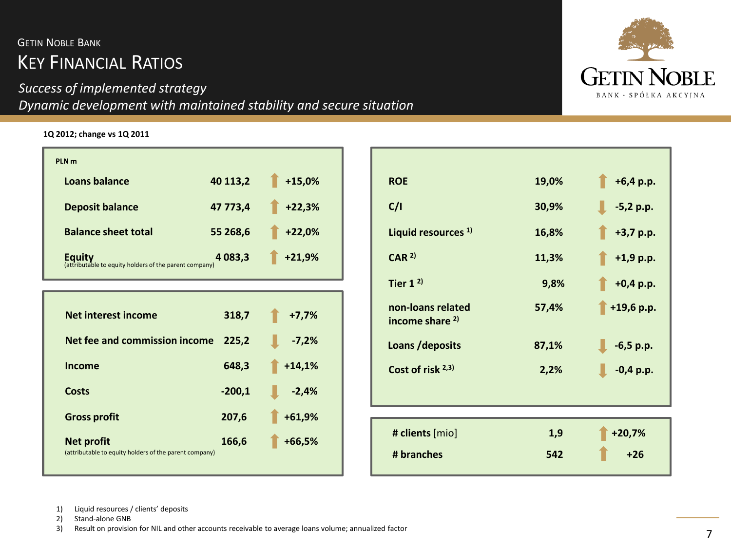GETIN NOBLE BANK

# KEY FINANCIAL RATIOS

*Success of implemented strategy*
*Dynamic development with maintained stability and secure situation*

**1Q 2012; change vs 1Q 2011**

| PLN m | | |
|---|---|---|
| **Loans balance** | **40 113,2** | ↑ **+15,0%** |
| **Deposit balance** | **47 773,4** | ↑ **+22,3%** |
| **Balance sheet total** | **55 268,6** | ↑ **+22,0%** |
| **Equity** (attributable to equity holders of the parent company) | **4 083,3** | ↑ **+21,9%** |

| | | |
|---|---|---|
| **Net interest income** | **318,7** | ↑ **+7,7%** |
| **Net fee and commission income** | **225,2** | ↓ **-7,2%** |
| **Income** | **648,3** | ↑ **+14,1%** |
| **Costs** | **-200,1** | ↓ **-2,4%** |
| **Gross profit** | **207,6** | ↑ **+61,9%** |
| **Net profit** (attributable to equity holders of the parent company) | **166,6** | ↑ **+66,5%** |

| | | |
|---|---|---|
| **ROE** | **19,0%** | ↑ **+6,4 p.p.** |
| **C/I** | **30,9%** | ↓ **-5,2 p.p.** |
| **Liquid resources** [1] | **16,8%** | ↑ **+3,7 p.p.** |
| **CAR** [2] | **11,3%** | ↑ **+1,9 p.p.** |
| **Tier 1** [2] | **9,8%** | ↑ **+0,4 p.p.** |
| **non-loans related income share** [2] | **57,4%** | ↑ **+19,6 p.p.** |
| **Loans /deposits** | **87,1%** | ↓ **-6,5 p.p.** |
| **Cost of risk** [2,3] | **2,2%** | ↓ **-0,4 p.p.** |

| | | |
|---|---|---|
| **# clients** [mio] | **1,9** | ↑ **+20,7%** |
| **# branches** | **542** | ↑ **+26** |

1) Liquid resources / clients' deposits
2) Stand-alone GNB
3) Result on provision for NIL and other accounts receivable to average loans volume; annualized factor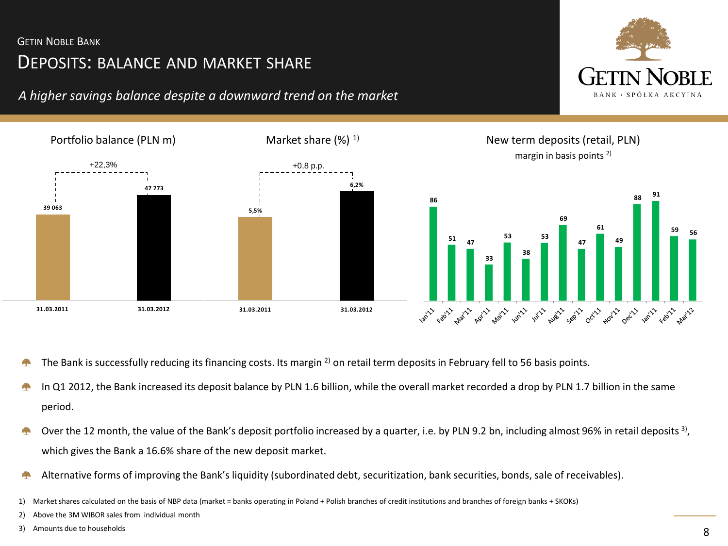Getin Noble Bank

# Deposits: balance and market share

*A higher savings balance despite a downward trend on the market*

**Portfolio balance (PLN m)**

| | 31.03.2011 | 31.03.2012 |
|---|---|---|
| Portfolio balance | 39 063 | 47 773 |

+22,3%

**Market share (%)** [1]

| | 31.03.2011 | 31.03.2012 |
|---|---|---|
| Market share | 5,5% | 6,2% |

+0,8 p.p.

**New term deposits (retail, PLN)**

margin in basis points [2]

| Jan'11 | Feb'11 | Mar'11 | Apr'11 | Mai'11 | Jun'11 | Jul'11 | Aug'11 | Sep'11 | Oct'11 | Nov'11 | Dec'11 | Jan'11 | Feb'11 | Mar'12 |
|---|---|---|---|---|---|---|---|---|---|---|---|---|---|---|
| 86 | 51 | 47 | 33 | 53 | 38 | 53 | 69 | 47 | 61 | 49 | 88 | 91 | 59 | 56 |

- The Bank is successfully reducing its financing costs. Its margin [2] on retail term deposits in February fell to 56 basis points.
- In Q1 2012, the Bank increased its deposit balance by PLN 1.6 billion, while the overall market recorded a drop by PLN 1.7 billion in the same period.
- Over the 12 month, the value of the Bank's deposit portfolio increased by a quarter, i.e. by PLN 9.2 bn, including almost 96% in retail deposits [3], which gives the Bank a 16.6% share of the new deposit market.
- Alternative forms of improving the Bank's liquidity (subordinated debt, securitization, bank securities, bonds, sale of receivables).

1) Market shares calculated on the basis of NBP data (market = banks operating in Poland + Polish branches of credit institutions and branches of foreign banks + SKOKs)

2) Above the 3M WIBOR sales from individual month

3) Amounts due to households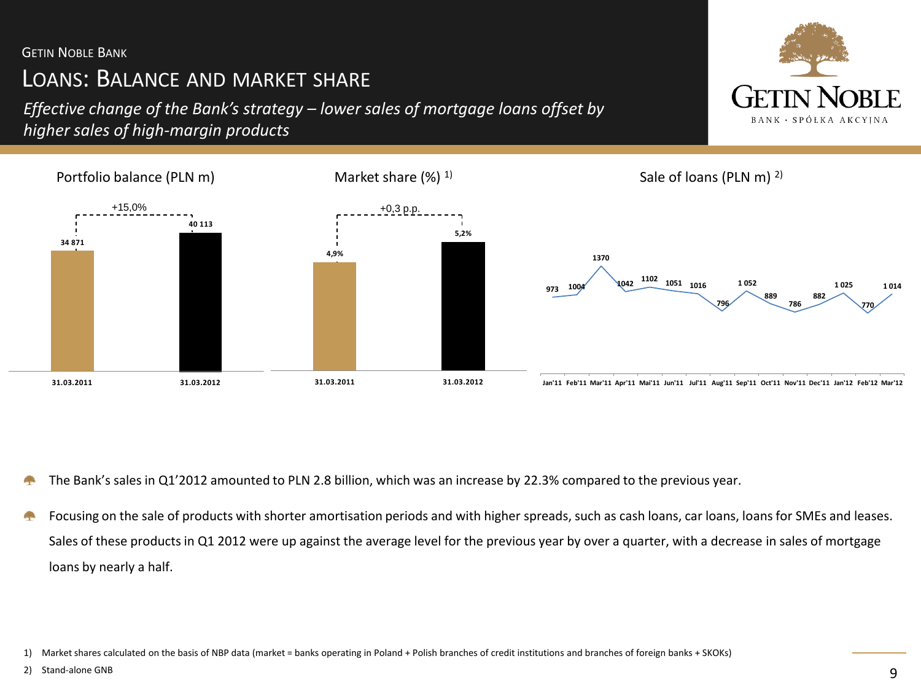GETIN NOBLE BANK

# LOANS: BALANCE AND MARKET SHARE

*Effective change of the Bank's strategy – lower sales of mortgage loans offset by higher sales of high-margin products*

GETIN NOBLE BANK · SPÓŁKA AKCYJNA

## Portfolio balance (PLN m)

| | 31.03.2011 | 31.03.2012 |
|---|---|---|
| Portfolio balance | 34 871 | 40 113 |

+15,0%

## Market share (%) 1)

| | 31.03.2011 | 31.03.2012 |
|---|---|---|
| Market share | 4,9% | 5,2% |

+0,3 p.p.

## Sale of loans (PLN m) 2)

| Jan'11 | Feb'11 | Mar'11 | Apr'11 | Mai'11 | Jun'11 | Jul'11 | Aug'11 | Sep'11 | Oct'11 | Nov'11 | Dec'11 | Jan'12 | Feb'12 | Mar'12 |
|---|---|---|---|---|---|---|---|---|---|---|---|---|---|---|
| 973 | 1004 | 1370 | 1042 | 1102 | 1051 | 1016 | 796 | 1 052 | 889 | 786 | 882 | 1 025 | 770 | 1 014 |

- The Bank's sales in Q1'2012 amounted to PLN 2.8 billion, which was an increase by 22.3% compared to the previous year.
- Focusing on the sale of products with shorter amortisation periods and with higher spreads, such as cash loans, car loans, loans for SMEs and leases. Sales of these products in Q1 2012 were up against the average level for the previous year by over a quarter, with a decrease in sales of mortgage loans by nearly a half.

1) Market shares calculated on the basis of NBP data (market = banks operating in Poland + Polish branches of credit institutions and branches of foreign banks + SKOKs)

2) Stand-alone GNB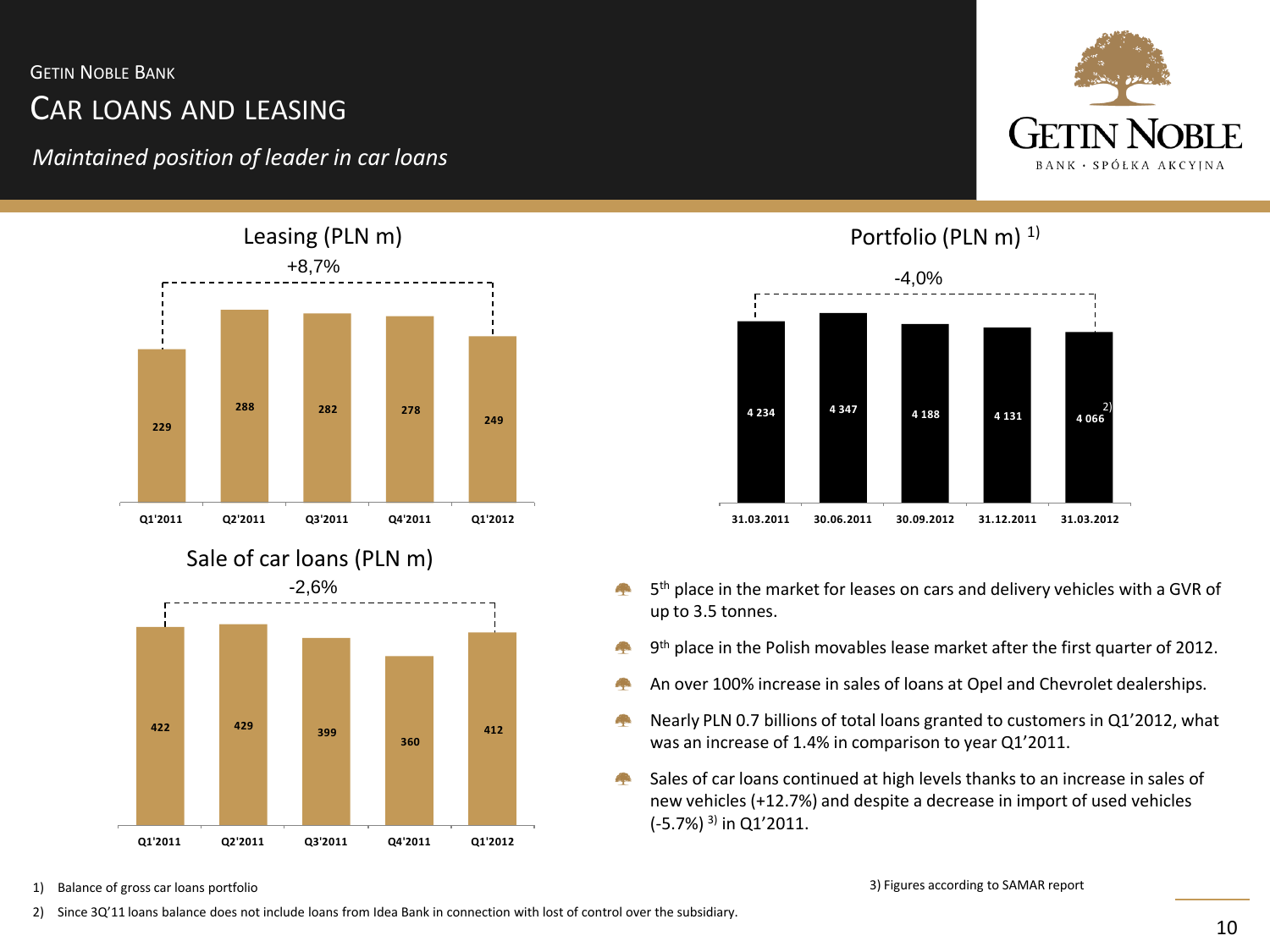GETIN NOBLE BANK

# CAR LOANS AND LEASING

*Maintained position of leader in car loans*

## Leasing (PLN m)

+8,7%

| Q1'2011 | Q2'2011 | Q3'2011 | Q4'2011 | Q1'2012 |
|---|---|---|---|---|
| 229 | 288 | 282 | 278 | 249 |

## Portfolio (PLN m) [1]

-4,0%

| 31.03.2011 | 30.06.2011 | 30.09.2012 | 31.12.2011 | 31.03.2012 |
|---|---|---|---|---|
| 4 234 | 4 347 | 4 188 | 4 131 | 4 066 [2] |

## Sale of car loans (PLN m)

-2,6%

| Q1'2011 | Q2'2011 | Q3'2011 | Q4'2011 | Q1'2012 |
|---|---|---|---|---|
| 422 | 429 | 399 | 360 | 412 |

- 5th place in the market for leases on cars and delivery vehicles with a GVR of up to 3.5 tonnes.
- 9th place in the Polish movables lease market after the first quarter of 2012.
- An over 100% increase in sales of loans at Opel and Chevrolet dealerships.
- Nearly PLN 0.7 billions of total loans granted to customers in Q1'2012, what was an increase of 1.4% in comparison to year Q1'2011.
- Sales of car loans continued at high levels thanks to an increase in sales of new vehicles (+12.7%) and despite a decrease in import of used vehicles (-5.7%) [3] in Q1'2011.

1) Balance of gross car loans portfolio

2) Since 3Q'11 loans balance does not include loans from Idea Bank in connection with lost of control over the subsidiary.

3) Figures according to SAMAR report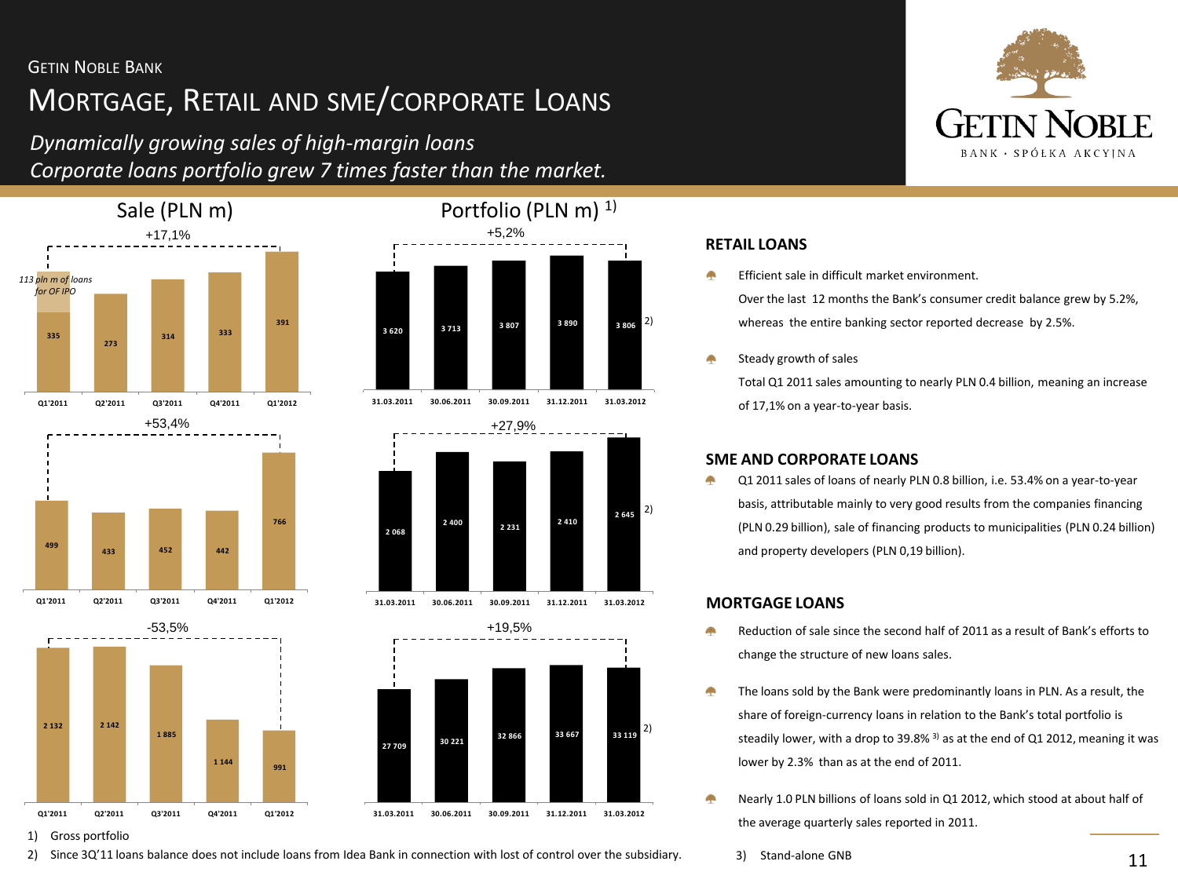GETIN NOBLE BANK

# MORTGAGE, RETAIL AND SME/CORPORATE LOANS

*Dynamically growing sales of high-margin loans*
*Corporate loans portfolio grew 7 times faster than the market.*

## Sale (PLN m)

**Retail loans sale (+17,1%)**

| Q1'2011 | Q2'2011 | Q3'2011 | Q4'2011 | Q1'2012 |
|---|---|---|---|---|
| 335 | 273 | 314 | 333 | 391 |

*113 pln m of loans for OF IPO* (additional in Q1'2011)

**SME and corporate loans sale (+53,4%)**

| Q1'2011 | Q2'2011 | Q3'2011 | Q4'2011 | Q1'2012 |
|---|---|---|---|---|
| 499 | 433 | 452 | 442 | 766 |

**Mortgage loans sale (-53,5%)**

| Q1'2011 | Q2'2011 | Q3'2011 | Q4'2011 | Q1'2012 |
|---|---|---|---|---|
| 2 132 | 2 142 | 1 885 | 1 144 | 991 |

## Portfolio (PLN m) 1)

**Retail loans portfolio (+5,2%)**

| 31.03.2011 | 30.06.2011 | 30.09.2011 | 31.12.2011 | 31.03.2012 |
|---|---|---|---|---|
| 3 620 | 3 713 | 3 807 | 3 890 | 3 806 2) |

**SME and corporate loans portfolio (+27,9%)**

| 31.03.2011 | 30.06.2011 | 30.09.2011 | 31.12.2011 | 31.03.2012 |
|---|---|---|---|---|
| 2 068 | 2 400 | 2 231 | 2 410 | 2 645 2) |

**Mortgage loans portfolio (+19,5%)**

| 31.03.2011 | 30.06.2011 | 30.09.2011 | 31.12.2011 | 31.03.2012 |
|---|---|---|---|---|
| 27 709 | 30 221 | 32 866 | 33 667 | 33 119 2) |

### RETAIL LOANS

- Efficient sale in difficult market environment.
  Over the last 12 months the Bank's consumer credit balance grew by 5.2%, whereas the entire banking sector reported decrease by 2.5%.
- Steady growth of sales
  Total Q1 2011 sales amounting to nearly PLN 0.4 billion, meaning an increase of 17,1% on a year-to-year basis.

### SME AND CORPORATE LOANS

- Q1 2011 sales of loans of nearly PLN 0.8 billion, i.e. 53.4% on a year-to-year basis, attributable mainly to very good results from the companies financing (PLN 0.29 billion), sale of financing products to municipalities (PLN 0.24 billion) and property developers (PLN 0,19 billion).

### MORTGAGE LOANS

- Reduction of sale since the second half of 2011 as a result of Bank's efforts to change the structure of new loans sales.
- The loans sold by the Bank were predominantly loans in PLN. As a result, the share of foreign-currency loans in relation to the Bank's total portfolio is steadily lower, with a drop to 39.8% 3) as at the end of Q1 2012, meaning it was lower by 2.3% than as at the end of 2011.
- Nearly 1.0 PLN billions of loans sold in Q1 2012, which stood at about half of the average quarterly sales reported in 2011.

1) Gross portfolio
2) Since 3Q'11 loans balance does not include loans from Idea Bank in connection with lost of control over the subsidiary.
3) Stand-alone GNB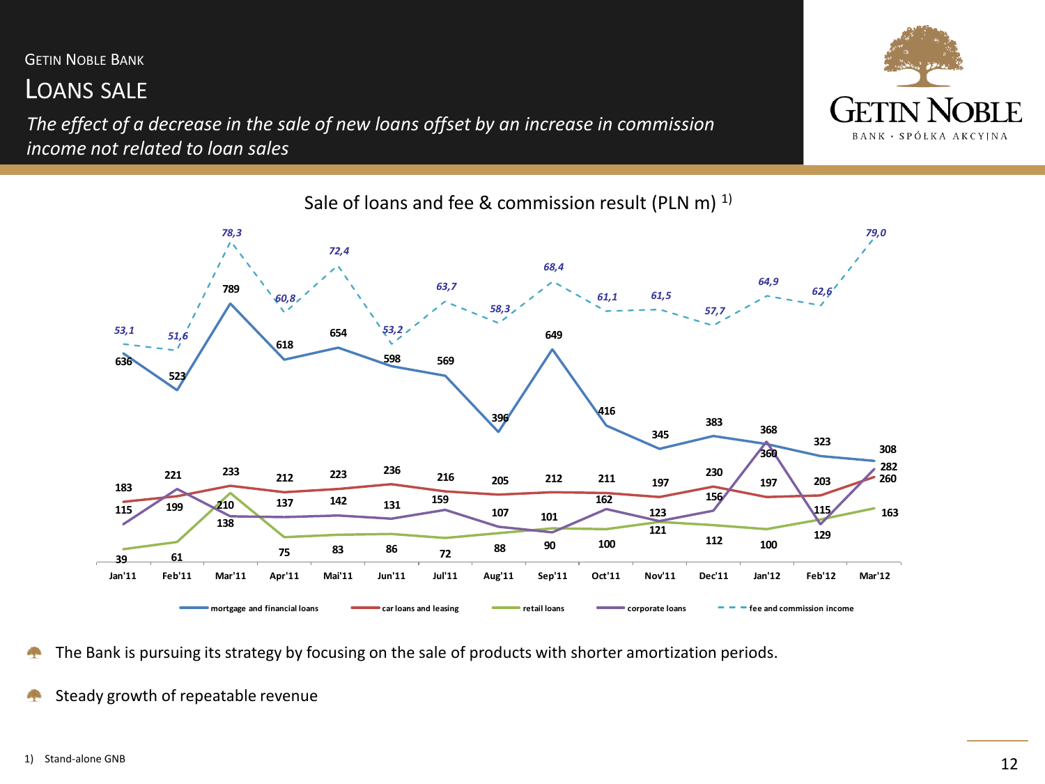# GETIN NOBLE BANK

## LOANS SALE

*The effect of a decrease in the sale of new loans offset by an increase in commission income not related to loan sales*

### Sale of loans and fee & commission result (PLN m) 1)

| | Jan'11 | Feb'11 | Mar'11 | Apr'11 | Mai'11 | Jun'11 | Jul'11 | Aug'11 | Sep'11 | Oct'11 | Nov'11 | Dec'11 | Jan'12 | Feb'12 | Mar'12 |
|---|---|---|---|---|---|---|---|---|---|---|---|---|---|---|---|
| mortgage and financial loans | 636 | 523 | 789 | 618 | 654 | 598 | 569 | 396 | 649 | 416 | 345 | 383 | 368 | 323 | 308 |
| car loans and leasing | 183 | 221 | 233 | 212 | 223 | 236 | 216 | 205 | 212 | 211 | 197 | 230 | 197 | 203 | 260 |
| retail loans | 39 | 61 | 210 | 75 | 83 | 86 | 72 | 88 | 101 | 100 | 121 | 112 | 100 | 129 | 163 |
| corporate loans | 115 | 199 | 138 | 137 | 142 | 131 | 159 | 107 | 90 | 162 | 123 | 156 | 360 | 115 | 282 |
| fee and commission income | 53,1 | 51,6 | 78,3 | 60,8 | 72,4 | 53,2 | 63,7 | 58,3 | 68,4 | 61,1 | 61,5 | 57,7 | 64,9 | 62,6 | 79,0 |

- The Bank is pursuing its strategy by focusing on the sale of products with shorter amortization periods.
- Steady growth of repeatable revenue

1) Stand-alone GNB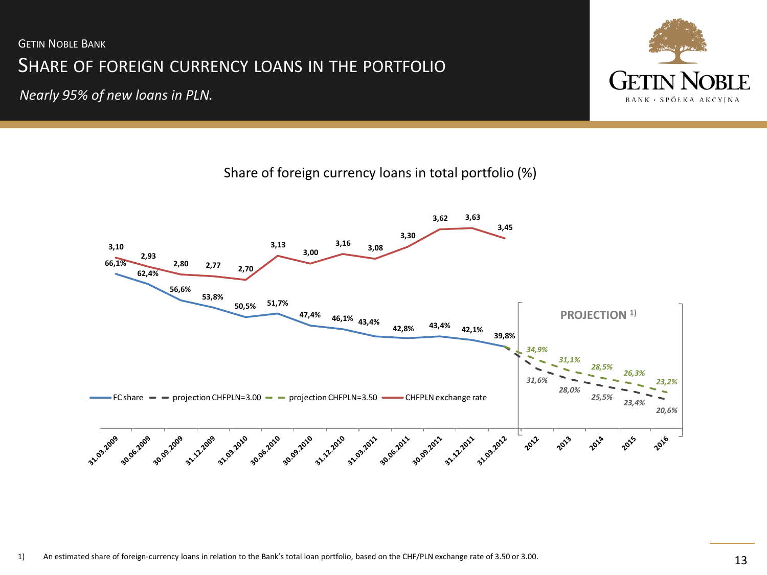GETIN NOBLE BANK

# SHARE OF FOREIGN CURRENCY LOANS IN THE PORTFOLIO

*Nearly 95% of new loans in PLN.*

GETIN NOBLE
BANK · SPÓŁKA AKCYJNA

## Share of foreign currency loans in total portfolio (%)

| Date | FC share | CHFPLN exchange rate |
| --- | --- | --- |
| 31.03.2009 | 66,1% | 3,10 |
| 30.06.2009 | 62,4% | 2,93 |
| 30.09.2009 | 56,6% | 2,80 |
| 31.12.2009 | 53,8% | 2,77 |
| 31.03.2010 | 50,5% | 2,70 |
| 30.06.2010 | 51,7% | 3,13 |
| 30.09.2010 | 47,4% | 3,00 |
| 31.12.2010 | 46,1% | 3,16 |
| 31.03.2011 | 43,4% | 3,08 |
| 30.06.2011 | 42,8% | 3,30 |
| 30.09.2011 | 43,4% | 3,62 |
| 31.12.2011 | 42,1% | 3,63 |
| 31.03.2012 | 39,8% | 3,45 |

**PROJECTION [1)]**

| Year | projection CHFPLN=3.00 | projection CHFPLN=3.50 |
| --- | --- | --- |
| 2012 | *31,6%* | *34,9%* |
| 2013 | *28,0%* | *31,1%* |
| 2014 | *25,5%* | *28,5%* |
| 2015 | *23,4%* | *26,3%* |
| 2016 | *20,6%* | *23,2%* |

1) An estimated share of foreign-currency loans in relation to the Bank's total loan portfolio, based on the CHF/PLN exchange rate of 3.50 or 3.00.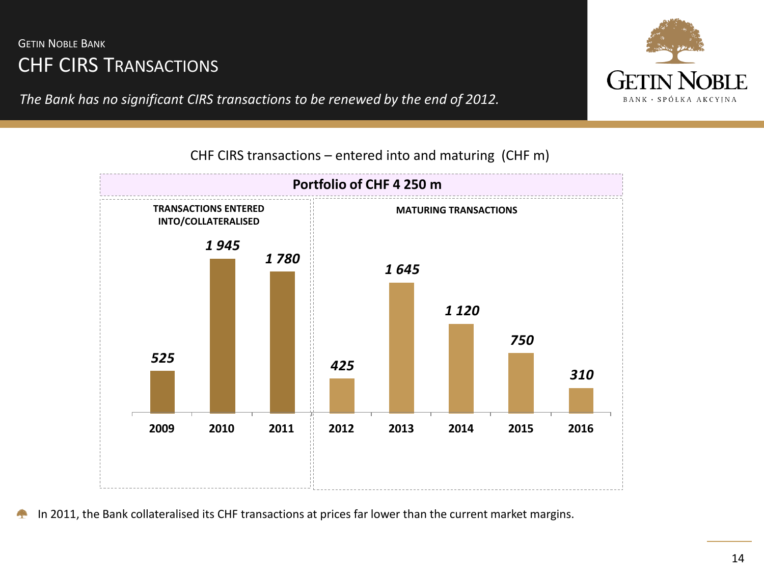GETIN NOBLE BANK

# CHF CIRS TRANSACTIONS

*The Bank has no significant CIRS transactions to be renewed by the end of 2012.*

CHF CIRS transactions – entered into and maturing (CHF m)

**Portfolio of CHF 4 250 m**

| | TRANSACTIONS ENTERED INTO/COLLATERALISED | | | MATURING TRANSACTIONS | | | | |
|---|---|---|---|---|---|---|---|---|
| Year | 2009 | 2010 | 2011 | 2012 | 2013 | 2014 | 2015 | 2016 |
| CHF m | 525 | 1 945 | 1 780 | 425 | 1 645 | 1 120 | 750 | 310 |

- In 2011, the Bank collateralised its CHF transactions at prices far lower than the current market margins.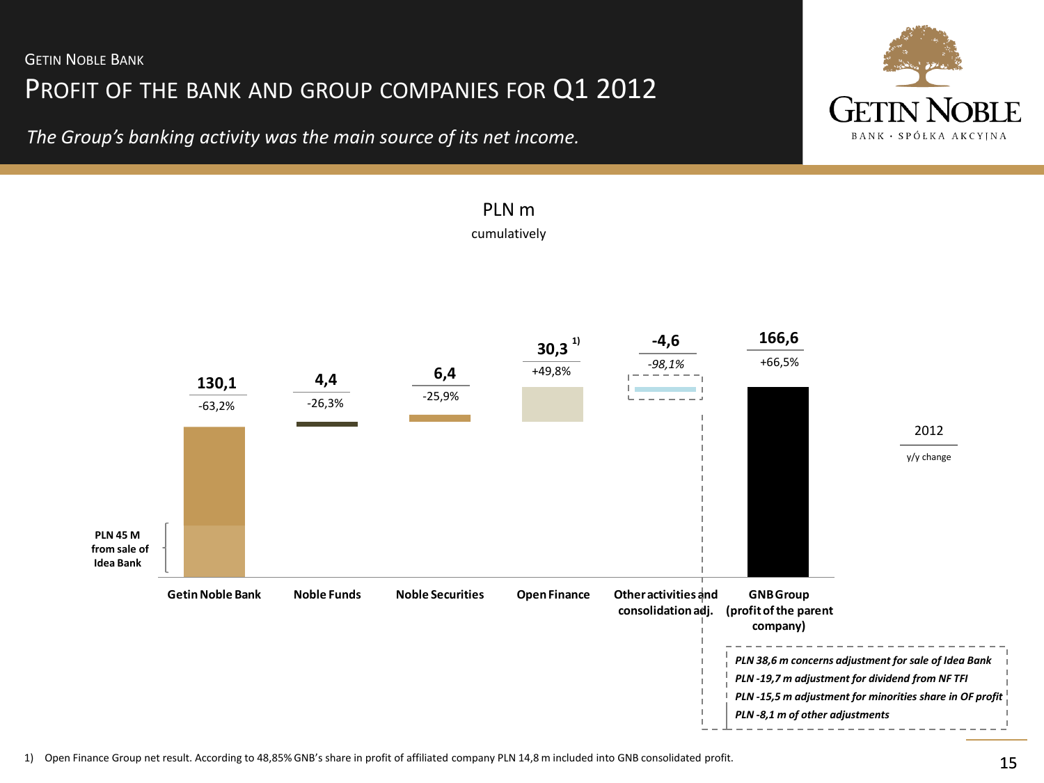Getin Noble Bank

# Profit of the bank and group companies for Q1 2012

*The Group's banking activity was the main source of its net income.*

PLN m

cumulatively

| | Getin Noble Bank | Noble Funds | Noble Securities | Open Finance | Other activities and consolidation adj. | GNB Group (profit of the parent company) |
|---|---|---|---|---|---|---|
| 2012 | 130,1 | 4,4 | 6,4 | 30,3 [1] | -4,6 | 166,6 |
| y/y change | -63,2% | -26,3% | -25,9% | +49,8% | *-98,1%* | +66,5% |

**PLN 45 M from sale of Idea Bank**

*PLN 38,6 m concerns adjustment for sale of Idea Bank*
*PLN -19,7 m adjustment for dividend from NF TFI*
*PLN -15,5 m adjustment for minorities share in OF profit*
*PLN -8,1 m of other adjustments*

1) Open Finance Group net result. According to 48,85% GNB's share in profit of affiliated company PLN 14,8 m included into GNB consolidated profit.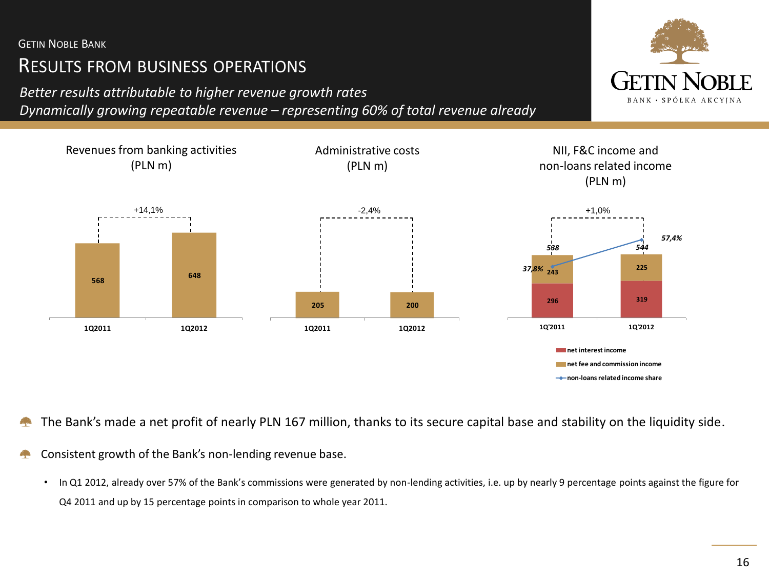GETIN NOBLE BANK

# RESULTS FROM BUSINESS OPERATIONS

*Better results attributable to higher revenue growth rates*
*Dynamically growing repeatable revenue – representing 60% of total revenue already*

GETIN NOBLE
BANK · SPÓŁKA AKCYJNA

**Revenues from banking activities (PLN m)**

| | 1Q2011 | 1Q2012 |
|---|---|---|
| Revenues | 568 | 648 |

+14,1%

**Administrative costs (PLN m)**

| | 1Q2011 | 1Q2012 |
|---|---|---|
| Administrative costs | 205 | 200 |

-2,4%

**NII, F&C income and non-loans related income (PLN m)**

| | 1Q'2011 | 1Q'2012 |
|---|---|---|
| net interest income | 296 | 319 |
| net fee and commission income | 243 | 225 |
| Total | 538 | 544 |
| non-loans related income share | 37,8% | 57,4% |

+1,0%

- The Bank's made a net profit of nearly PLN 167 million, thanks to its secure capital base and stability on the liquidity side.
- Consistent growth of the Bank's non-lending revenue base.
  - In Q1 2012, already over 57% of the Bank's commissions were generated by non-lending activities, i.e. up by nearly 9 percentage points against the figure for Q4 2011 and up by 15 percentage points in comparison to whole year 2011.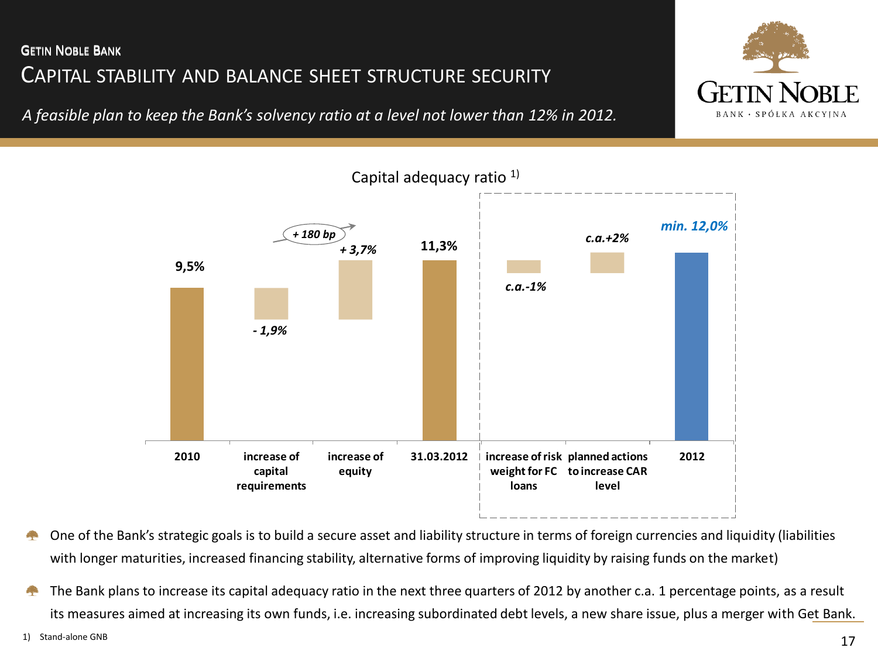GETIN NOBLE BANK

# CAPITAL STABILITY AND BALANCE SHEET STRUCTURE SECURITY

*A feasible plan to keep the Bank's solvency ratio at a level not lower than 12% in 2012.*

Capital adequacy ratio [1)]

| | 2010 | increase of capital requirements | increase of equity | 31.03.2012 | increase of risk weight for FC loans | planned actions to increase CAR level | 2012 |
|---|---|---|---|---|---|---|---|
| Capital adequacy ratio | 9,5% | - 1,9% | + 3,7% | 11,3% | c.a.-1% | c.a.+2% | min. 12,0% |

*+ 180 bp*

- One of the Bank's strategic goals is to build a secure asset and liability structure in terms of foreign currencies and liquidity (liabilities with longer maturities, increased financing stability, alternative forms of improving liquidity by raising funds on the market)
- The Bank plans to increase its capital adequacy ratio in the next three quarters of 2012 by another c.a. 1 percentage points, as a result its measures aimed at increasing its own funds, i.e. increasing subordinated debt levels, a new share issue, plus a merger with Get Bank.

1) Stand-alone GNB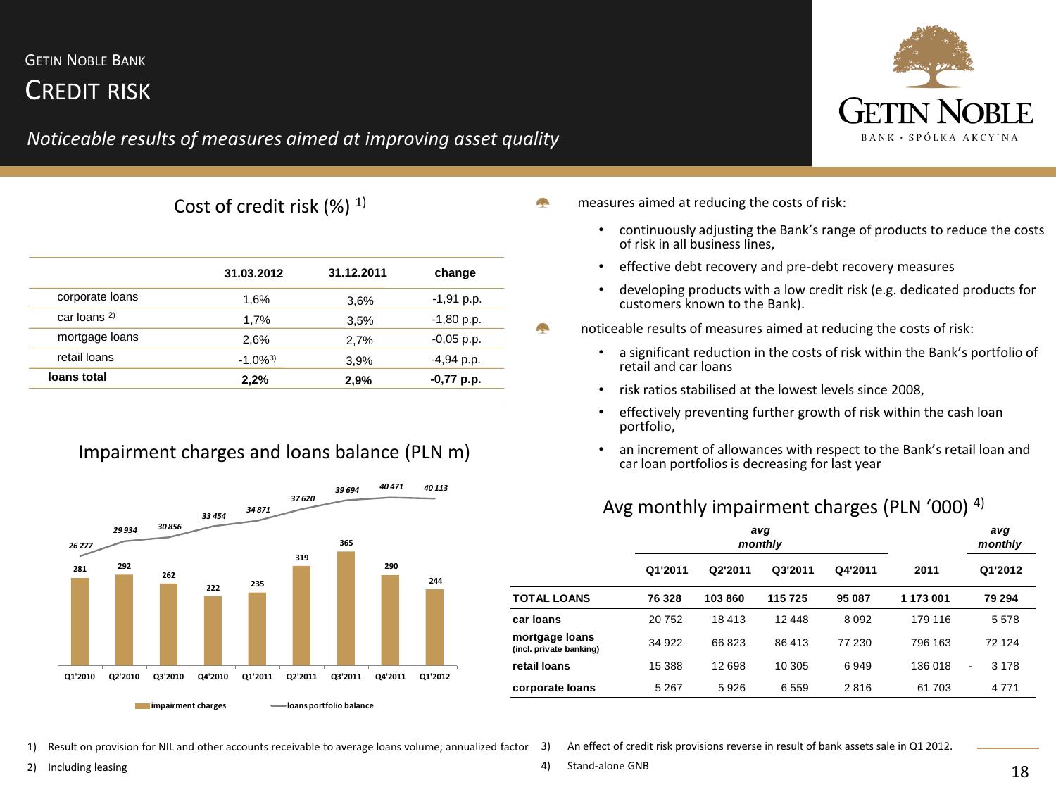# GETIN NOBLE BANK

## CREDIT RISK

*Noticeable results of measures aimed at improving asset quality*

### Cost of credit risk (%) [1]

| | 31.03.2012 | 31.12.2011 | change |
|---|---|---|---|
| corporate loans | 1,6% | 3,6% | -1,91 p.p. |
| car loans [2] | 1,7% | 3,5% | -1,80 p.p. |
| mortgage loans | 2,6% | 2,7% | -0,05 p.p. |
| retail loans | -1,0%[3] | 3,9% | -4,94 p.p. |
| **loans total** | **2,2%** | **2,9%** | **-0,77 p.p.** |

### Impairment charges and loans balance (PLN m)

| | Q1'2010 | Q2'2010 | Q3'2010 | Q4'2010 | Q1'2011 | Q2'2011 | Q3'2011 | Q4'2011 | Q1'2012 |
|---|---|---|---|---|---|---|---|---|---|
| impairment charges | 281 | 292 | 262 | 222 | 235 | 319 | 365 | 290 | 244 |
| loans portfolio balance | 26 277 | 29 934 | 30 856 | 33 454 | 34 871 | 37 620 | 39 694 | 40 471 | 40 113 |

- measures aimed at reducing the costs of risk:
  - continuously adjusting the Bank's range of products to reduce the costs of risk in all business lines,
  - effective debt recovery and pre-debt recovery measures
  - developing products with a low credit risk (e.g. dedicated products for customers known to the Bank).
- noticeable results of measures aimed at reducing the costs of risk:
  - a significant reduction in the costs of risk within the Bank's portfolio of retail and car loans
  - risk ratios stabilised at the lowest levels since 2008,
  - effectively preventing further growth of risk within the cash loan portfolio,
  - an increment of allowances with respect to the Bank's retail loan and car loan portfolios is decreasing for last year

### Avg monthly impairment charges (PLN '000) [4]

| | *avg monthly* | | | | | *avg monthly* |
|---|---|---|---|---|---|---|
| | Q1'2011 | Q2'2011 | Q3'2011 | Q4'2011 | 2011 | Q1'2012 |
| **TOTAL LOANS** | **76 328** | **103 860** | **115 725** | **95 087** | **1 173 001** | **79 294** |
| **car loans** | 20 752 | 18 413 | 12 448 | 8 092 | 179 116 | 5 578 |
| **mortgage loans** (incl. private banking) | 34 922 | 66 823 | 86 413 | 77 230 | 796 163 | 72 124 |
| **retail loans** | 15 388 | 12 698 | 10 305 | 6 949 | 136 018 | - 3 178 |
| **corporate loans** | 5 267 | 5 926 | 6 559 | 2 816 | 61 703 | 4 771 |

1) Result on provision for NIL and other accounts receivable to average loans volume; annualized factor
2) Including leasing
3) An effect of credit risk provisions reverse in result of bank assets sale in Q1 2012.
4) Stand-alone GNB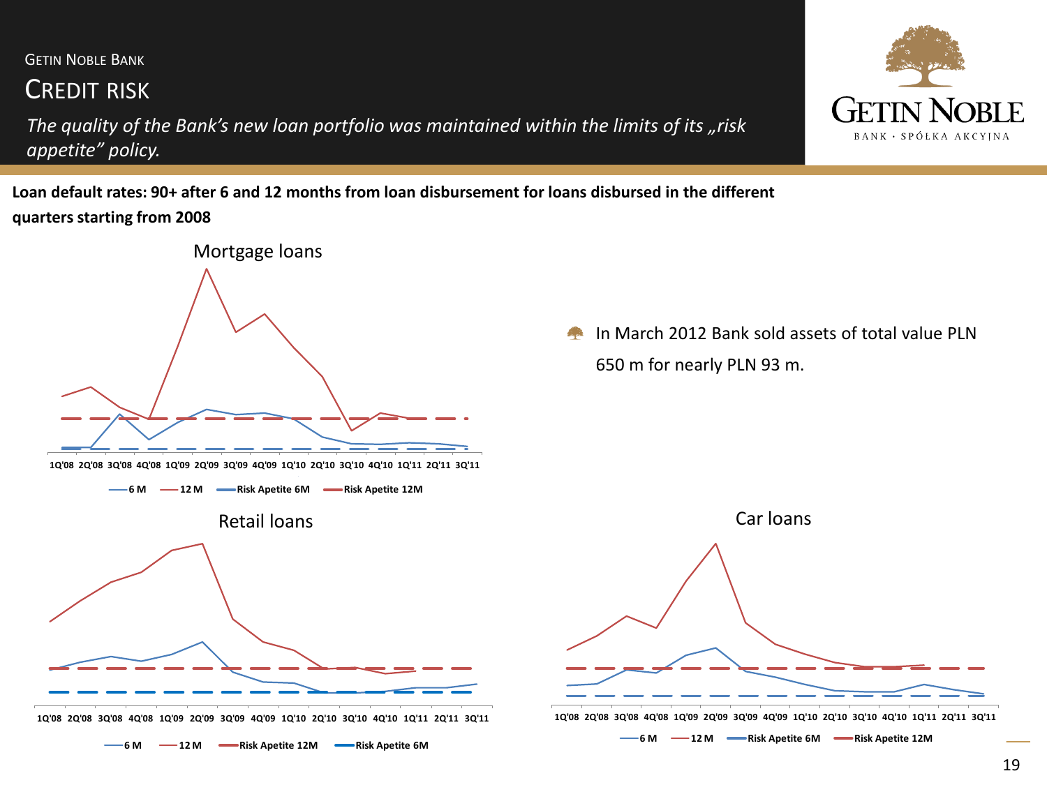GETIN NOBLE BANK

# CREDIT RISK

*The quality of the Bank's new loan portfolio was maintained within the limits of its „risk appetite" policy.*

**Loan default rates: 90+ after 6 and 12 months from loan disbursement for loans disbursed in the different quarters starting from 2008**

Mortgage loans

1Q'08 2Q'08 3Q'08 4Q'08 1Q'09 2Q'09 3Q'09 4Q'09 1Q'10 2Q'10 3Q'10 4Q'10 1Q'11 2Q'11 3Q'11

6 M — 12 M — Risk Apetite 6M — Risk Apetite 12M

- In March 2012 Bank sold assets of total value PLN 650 m for nearly PLN 93 m.

Retail loans

1Q'08 2Q'08 3Q'08 4Q'08 1Q'09 2Q'09 3Q'09 4Q'09 1Q'10 2Q'10 3Q'10 4Q'10 1Q'11 2Q'11 3Q'11

6 M — 12 M — Risk Apetite 12M — Risk Apetite 6M

Car loans

1Q'08 2Q'08 3Q'08 4Q'08 1Q'09 2Q'09 3Q'09 4Q'09 1Q'10 2Q'10 3Q'10 4Q'10 1Q'11 2Q'11 3Q'11

6 M — 12 M — Risk Apetite 6M — Risk Apetite 12M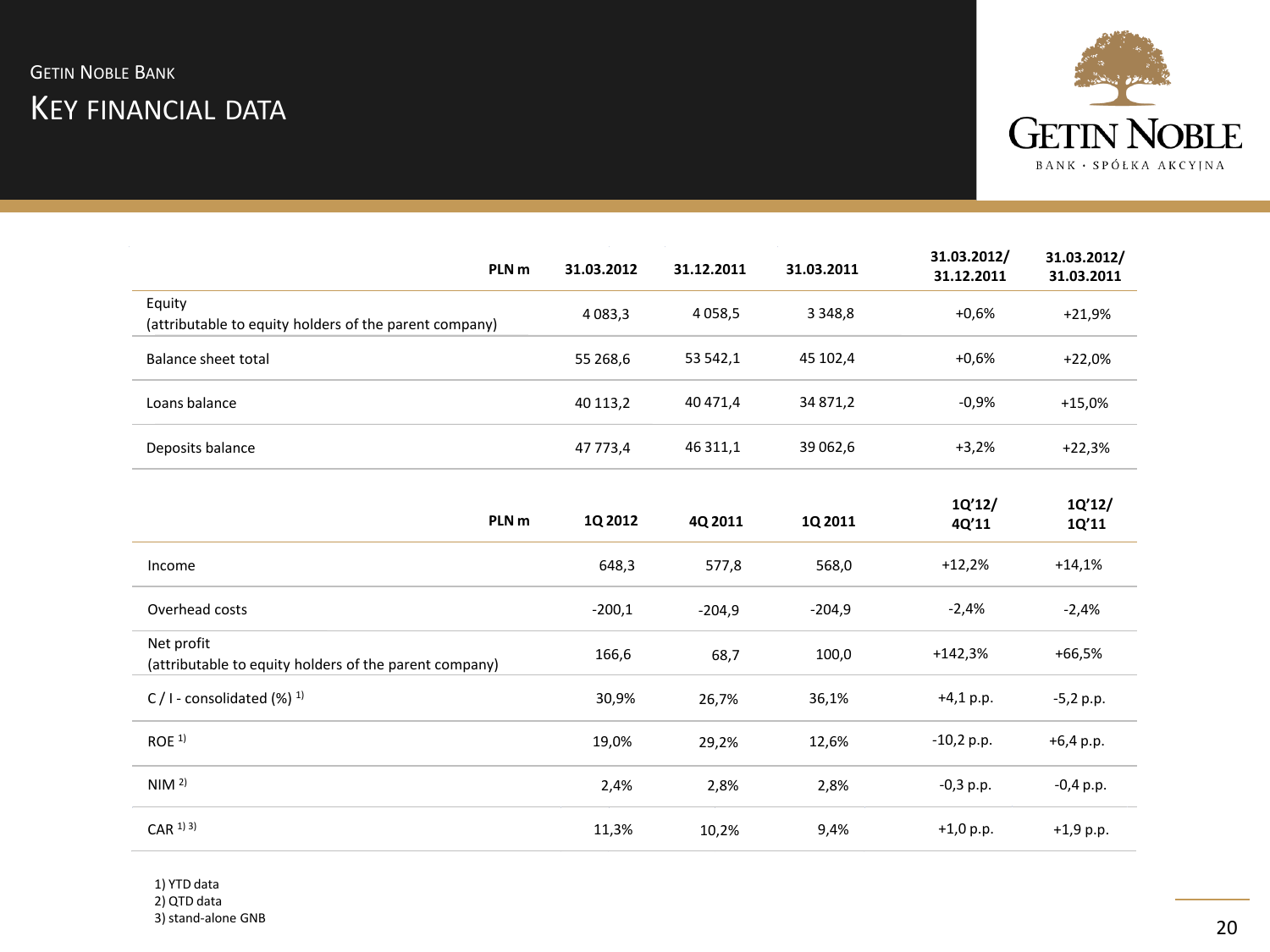# Getin Noble Bank

## Key financial data

| PLN m | 31.03.2012 | 31.12.2011 | 31.03.2011 | 31.03.2012/ 31.12.2011 | 31.03.2012/ 31.03.2011 |
|---|---|---|---|---|---|
| Equity (attributable to equity holders of the parent company) | 4 083,3 | 4 058,5 | 3 348,8 | +0,6% | +21,9% |
| Balance sheet total | 55 268,6 | 53 542,1 | 45 102,4 | +0,6% | +22,0% |
| Loans balance | 40 113,2 | 40 471,4 | 34 871,2 | -0,9% | +15,0% |
| Deposits balance | 47 773,4 | 46 311,1 | 39 062,6 | +3,2% | +22,3% |

| PLN m | 1Q 2012 | 4Q 2011 | 1Q 2011 | 1Q'12/ 4Q'11 | 1Q'12/ 1Q'11 |
|---|---|---|---|---|---|
| Income | 648,3 | 577,8 | 568,0 | +12,2% | +14,1% |
| Overhead costs | -200,1 | -204,9 | -204,9 | -2,4% | -2,4% |
| Net profit (attributable to equity holders of the parent company) | 166,6 | 68,7 | 100,0 | +142,3% | +66,5% |
| C / I - consolidated (%) [1] | 30,9% | 26,7% | 36,1% | +4,1 p.p. | -5,2 p.p. |
| ROE [1] | 19,0% | 29,2% | 12,6% | -10,2 p.p. | +6,4 p.p. |
| NIM [2] | 2,4% | 2,8% | 2,8% | -0,3 p.p. | -0,4 p.p. |
| CAR [1] [3] | 11,3% | 10,2% | 9,4% | +1,0 p.p. | +1,9 p.p. |

1) YTD data
2) QTD data
3) stand-alone GNB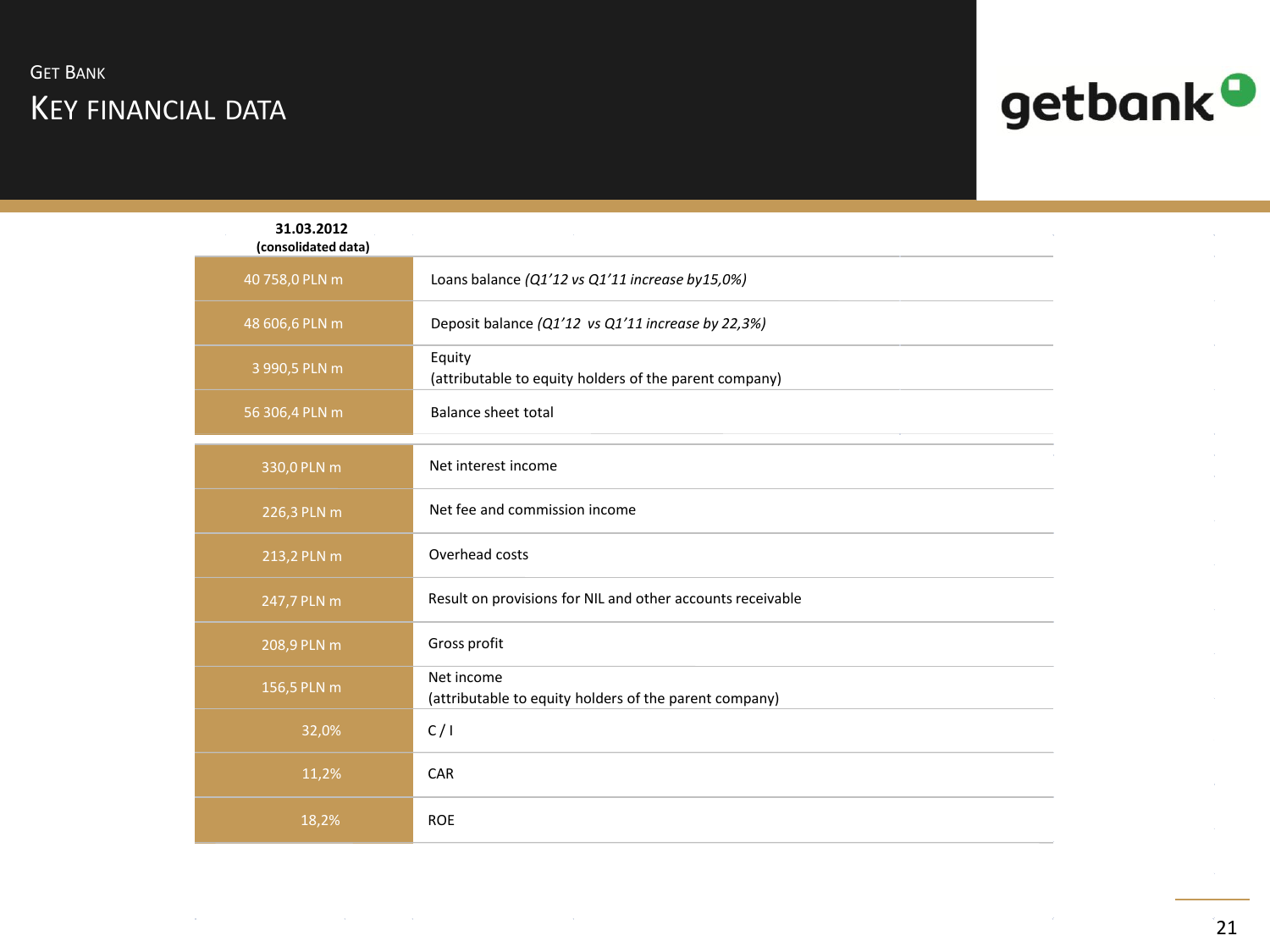## Get Bank

# Key Financial Data

| 31.03.2012 (consolidated data) | |
|---|---|
| 40 758,0 PLN m | Loans balance *(Q1'12 vs Q1'11 increase by15,0%)* |
| 48 606,6 PLN m | Deposit balance *(Q1'12 vs Q1'11 increase by 22,3%)* |
| 3 990,5 PLN m | Equity (attributable to equity holders of the parent company) |
| 56 306,4 PLN m | Balance sheet total |
| 330,0 PLN m | Net interest income |
| 226,3 PLN m | Net fee and commission income |
| 213,2 PLN m | Overhead costs |
| 247,7 PLN m | Result on provisions for NIL and other accounts receivable |
| 208,9 PLN m | Gross profit |
| 156,5 PLN m | Net income (attributable to equity holders of the parent company) |
| 32,0% | C / I |
| 11,2% | CAR |
| 18,2% | ROE |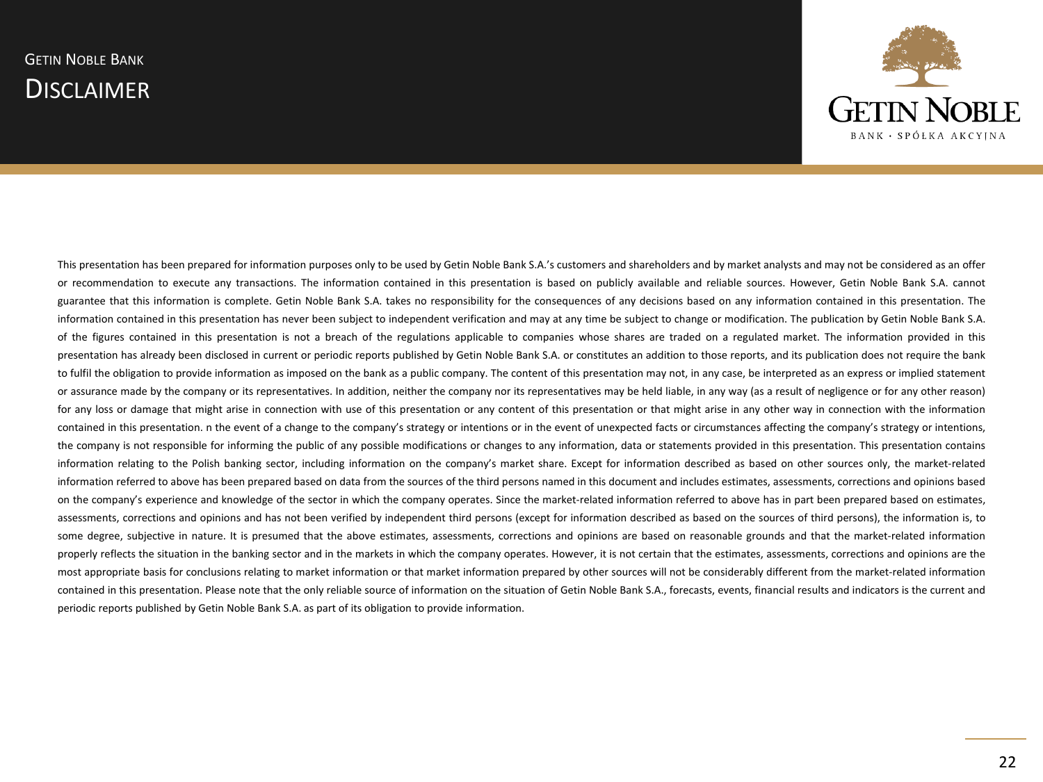GETIN NOBLE BANK

# DISCLAIMER

GETIN NOBLE

BANK · SPÓŁKA AKCYJNA

This presentation has been prepared for information purposes only to be used by Getin Noble Bank S.A.'s customers and shareholders and by market analysts and may not be considered as an offer or recommendation to execute any transactions. The information contained in this presentation is based on publicly available and reliable sources. However, Getin Noble Bank S.A. cannot guarantee that this information is complete. Getin Noble Bank S.A. takes no responsibility for the consequences of any decisions based on any information contained in this presentation. The information contained in this presentation has never been subject to independent verification and may at any time be subject to change or modification. The publication by Getin Noble Bank S.A. of the figures contained in this presentation is not a breach of the regulations applicable to companies whose shares are traded on a regulated market. The information provided in this presentation has already been disclosed in current or periodic reports published by Getin Noble Bank S.A. or constitutes an addition to those reports, and its publication does not require the bank to fulfil the obligation to provide information as imposed on the bank as a public company. The content of this presentation may not, in any case, be interpreted as an express or implied statement or assurance made by the company or its representatives. In addition, neither the company nor its representatives may be held liable, in any way (as a result of negligence or for any other reason) for any loss or damage that might arise in connection with use of this presentation or any content of this presentation or that might arise in any other way in connection with the information contained in this presentation. n the event of a change to the company's strategy or intentions or in the event of unexpected facts or circumstances affecting the company's strategy or intentions, the company is not responsible for informing the public of any possible modifications or changes to any information, data or statements provided in this presentation. This presentation contains information relating to the Polish banking sector, including information on the company's market share. Except for information described as based on other sources only, the market-related information referred to above has been prepared based on data from the sources of the third persons named in this document and includes estimates, assessments, corrections and opinions based on the company's experience and knowledge of the sector in which the company operates. Since the market-related information referred to above has in part been prepared based on estimates, assessments, corrections and opinions and has not been verified by independent third persons (except for information described as based on the sources of third persons), the information is, to some degree, subjective in nature. It is presumed that the above estimates, assessments, corrections and opinions are based on reasonable grounds and that the market-related information properly reflects the situation in the banking sector and in the markets in which the company operates. However, it is not certain that the estimates, assessments, corrections and opinions are the most appropriate basis for conclusions relating to market information or that market information prepared by other sources will not be considerably different from the market-related information contained in this presentation. Please note that the only reliable source of information on the situation of Getin Noble Bank S.A., forecasts, events, financial results and indicators is the current and periodic reports published by Getin Noble Bank S.A. as part of its obligation to provide information.